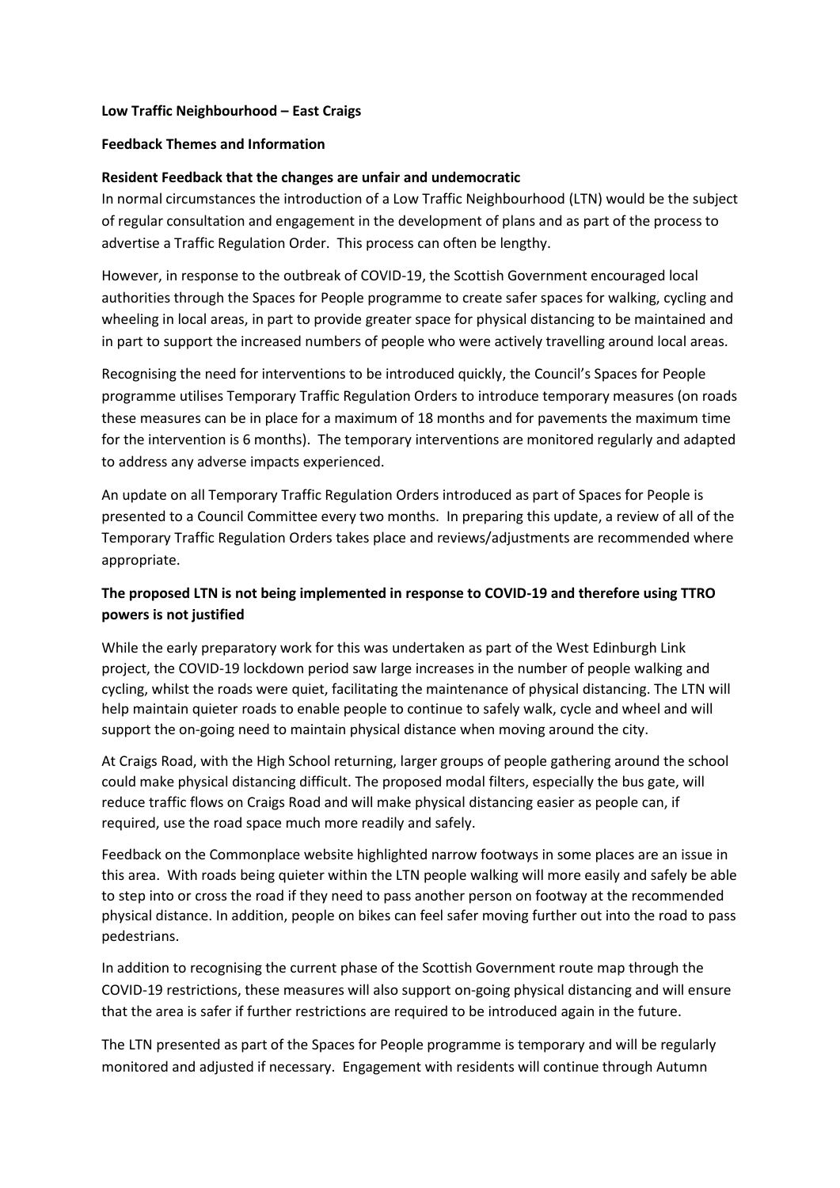**Low Traffic Neighbourhood – East Craigs**

**Feedback Themes and Information**

**Resident Feedback that the changes are unfair and undemocratic**

In normal circumstances the introduction of a Low Traffic Neighbourhood (LTN) would be the subject of regular consultation and engagement in the development of plans and as part of the process to advertise a Traffic Regulation Order. This process can often be lengthy.

However, in response to the outbreak of COVID-19, the Scottish Government encouraged local authorities through the Spaces for People programme to create safer spaces for walking, cycling and wheeling in local areas, in part to provide greater space for physical distancing to be maintained and in part to support the increased numbers of people who were actively travelling around local areas.

Recognising the need for interventions to be introduced quickly, the Council's Spaces for People programme utilises Temporary Traffic Regulation Orders to introduce temporary measures (on roads these measures can be in place for a maximum of 18 months and for pavements the maximum time for the intervention is 6 months). The temporary interventions are monitored regularly and adapted to address any adverse impacts experienced.

An update on all Temporary Traffic Regulation Orders introduced as part of Spaces for People is presented to a Council Committee every two months. In preparing this update, a review of all of the Temporary Traffic Regulation Orders takes place and reviews/adjustments are recommended where appropriate.

**The proposed LTN is not being implemented in response to COVID-19 and therefore using TTRO powers is not justified**

While the early preparatory work for this was undertaken as part of the West Edinburgh Link project, the COVID-19 lockdown period saw large increases in the number of people walking and cycling, whilst the roads were quiet, facilitating the maintenance of physical distancing. The LTN will help maintain quieter roads to enable people to continue to safely walk, cycle and wheel and will support the on-going need to maintain physical distance when moving around the city.

At Craigs Road, with the High School returning, larger groups of people gathering around the school could make physical distancing difficult. The proposed modal filters, especially the bus gate, will reduce traffic flows on Craigs Road and will make physical distancing easier as people can, if required, use the road space much more readily and safely.

Feedback on the Commonplace website highlighted narrow footways in some places are an issue in this area. With roads being quieter within the LTN people walking will more easily and safely be able to step into or cross the road if they need to pass another person on footway at the recommended physical distance. In addition, people on bikes can feel safer moving further out into the road to pass pedestrians.

In addition to recognising the current phase of the Scottish Government route map through the COVID-19 restrictions, these measures will also support on-going physical distancing and will ensure that the area is safer if further restrictions are required to be introduced again in the future.

The LTN presented as part of the Spaces for People programme is temporary and will be regularly monitored and adjusted if necessary. Engagement with residents will continue through Autumn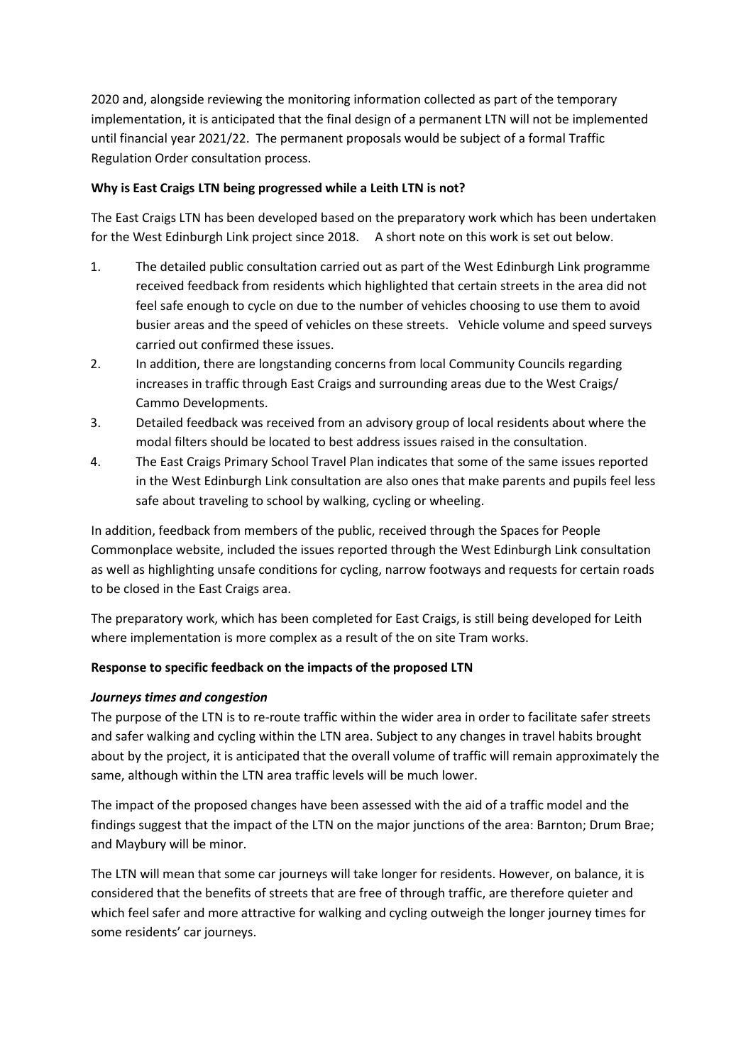2020 and, alongside reviewing the monitoring information collected as part of the temporary implementation, it is anticipated that the final design of a permanent LTN will not be implemented until financial year 2021/22. The permanent proposals would be subject of a formal Traffic Regulation Order consultation process.

**Why is East Craigs LTN being progressed while a Leith LTN is not?**

The East Craigs LTN has been developed based on the preparatory work which has been undertaken for the West Edinburgh Link project since 2018. A short note on this work is set out below.

1. The detailed public consultation carried out as part of the West Edinburgh Link programme received feedback from residents which highlighted that certain streets in the area did not feel safe enough to cycle on due to the number of vehicles choosing to use them to avoid busier areas and the speed of vehicles on these streets. Vehicle volume and speed surveys carried out confirmed these issues.
2. In addition, there are longstanding concerns from local Community Councils regarding increases in traffic through East Craigs and surrounding areas due to the West Craigs/ Cammo Developments.
3. Detailed feedback was received from an advisory group of local residents about where the modal filters should be located to best address issues raised in the consultation.
4. The East Craigs Primary School Travel Plan indicates that some of the same issues reported in the West Edinburgh Link consultation are also ones that make parents and pupils feel less safe about traveling to school by walking, cycling or wheeling.

In addition, feedback from members of the public, received through the Spaces for People Commonplace website, included the issues reported through the West Edinburgh Link consultation as well as highlighting unsafe conditions for cycling, narrow footways and requests for certain roads to be closed in the East Craigs area.

The preparatory work, which has been completed for East Craigs, is still being developed for Leith where implementation is more complex as a result of the on site Tram works.

**Response to specific feedback on the impacts of the proposed LTN**

***Journeys times and congestion***

The purpose of the LTN is to re-route traffic within the wider area in order to facilitate safer streets and safer walking and cycling within the LTN area. Subject to any changes in travel habits brought about by the project, it is anticipated that the overall volume of traffic will remain approximately the same, although within the LTN area traffic levels will be much lower.

The impact of the proposed changes have been assessed with the aid of a traffic model and the findings suggest that the impact of the LTN on the major junctions of the area: Barnton; Drum Brae; and Maybury will be minor.

The LTN will mean that some car journeys will take longer for residents. However, on balance, it is considered that the benefits of streets that are free of through traffic, are therefore quieter and which feel safer and more attractive for walking and cycling outweigh the longer journey times for some residents' car journeys.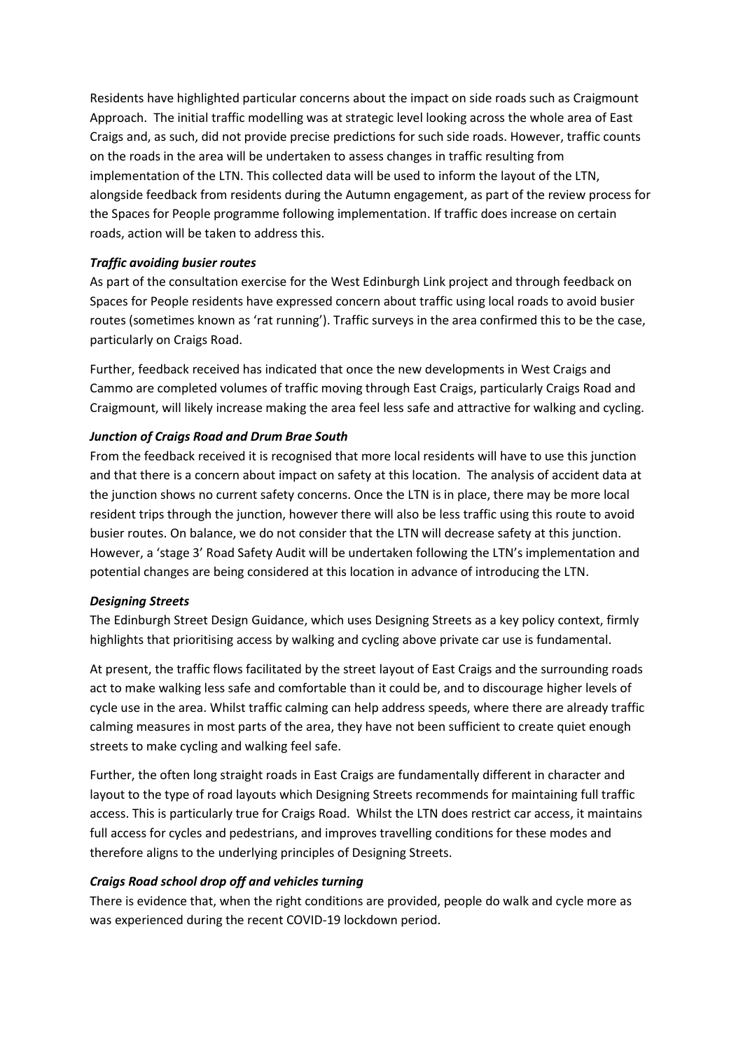Residents have highlighted particular concerns about the impact on side roads such as Craigmount Approach. The initial traffic modelling was at strategic level looking across the whole area of East Craigs and, as such, did not provide precise predictions for such side roads. However, traffic counts on the roads in the area will be undertaken to assess changes in traffic resulting from implementation of the LTN. This collected data will be used to inform the layout of the LTN, alongside feedback from residents during the Autumn engagement, as part of the review process for the Spaces for People programme following implementation. If traffic does increase on certain roads, action will be taken to address this.

***Traffic avoiding busier routes***

As part of the consultation exercise for the West Edinburgh Link project and through feedback on Spaces for People residents have expressed concern about traffic using local roads to avoid busier routes (sometimes known as 'rat running'). Traffic surveys in the area confirmed this to be the case, particularly on Craigs Road.

Further, feedback received has indicated that once the new developments in West Craigs and Cammo are completed volumes of traffic moving through East Craigs, particularly Craigs Road and Craigmount, will likely increase making the area feel less safe and attractive for walking and cycling.

***Junction of Craigs Road and Drum Brae South***

From the feedback received it is recognised that more local residents will have to use this junction and that there is a concern about impact on safety at this location. The analysis of accident data at the junction shows no current safety concerns. Once the LTN is in place, there may be more local resident trips through the junction, however there will also be less traffic using this route to avoid busier routes. On balance, we do not consider that the LTN will decrease safety at this junction. However, a 'stage 3' Road Safety Audit will be undertaken following the LTN's implementation and potential changes are being considered at this location in advance of introducing the LTN.

***Designing Streets***

The Edinburgh Street Design Guidance, which uses Designing Streets as a key policy context, firmly highlights that prioritising access by walking and cycling above private car use is fundamental.

At present, the traffic flows facilitated by the street layout of East Craigs and the surrounding roads act to make walking less safe and comfortable than it could be, and to discourage higher levels of cycle use in the area. Whilst traffic calming can help address speeds, where there are already traffic calming measures in most parts of the area, they have not been sufficient to create quiet enough streets to make cycling and walking feel safe.

Further, the often long straight roads in East Craigs are fundamentally different in character and layout to the type of road layouts which Designing Streets recommends for maintaining full traffic access. This is particularly true for Craigs Road. Whilst the LTN does restrict car access, it maintains full access for cycles and pedestrians, and improves travelling conditions for these modes and therefore aligns to the underlying principles of Designing Streets.

***Craigs Road school drop off and vehicles turning***

There is evidence that, when the right conditions are provided, people do walk and cycle more as was experienced during the recent COVID-19 lockdown period.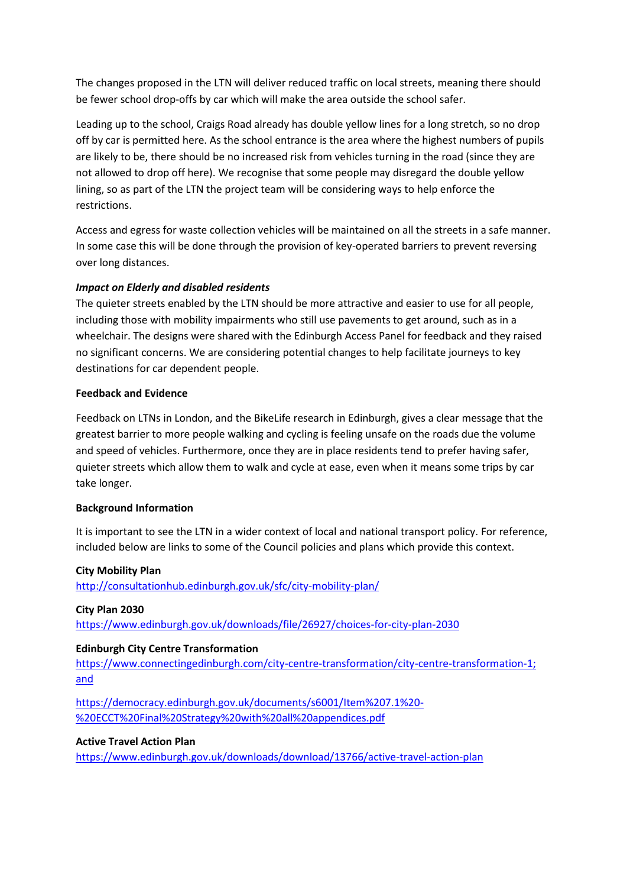The changes proposed in the LTN will deliver reduced traffic on local streets, meaning there should be fewer school drop-offs by car which will make the area outside the school safer.

Leading up to the school, Craigs Road already has double yellow lines for a long stretch, so no drop off by car is permitted here. As the school entrance is the area where the highest numbers of pupils are likely to be, there should be no increased risk from vehicles turning in the road (since they are not allowed to drop off here). We recognise that some people may disregard the double yellow lining, so as part of the LTN the project team will be considering ways to help enforce the restrictions.

Access and egress for waste collection vehicles will be maintained on all the streets in a safe manner. In some case this will be done through the provision of key-operated barriers to prevent reversing over long distances.

***Impact on Elderly and disabled residents***

The quieter streets enabled by the LTN should be more attractive and easier to use for all people, including those with mobility impairments who still use pavements to get around, such as in a wheelchair. The designs were shared with the Edinburgh Access Panel for feedback and they raised no significant concerns. We are considering potential changes to help facilitate journeys to key destinations for car dependent people.

**Feedback and Evidence**

Feedback on LTNs in London, and the BikeLife research in Edinburgh, gives a clear message that the greatest barrier to more people walking and cycling is feeling unsafe on the roads due the volume and speed of vehicles. Furthermore, once they are in place residents tend to prefer having safer, quieter streets which allow them to walk and cycle at ease, even when it means some trips by car take longer.

**Background Information**

It is important to see the LTN in a wider context of local and national transport policy. For reference, included below are links to some of the Council policies and plans which provide this context.

**City Mobility Plan**
http://consultationhub.edinburgh.gov.uk/sfc/city-mobility-plan/

**City Plan 2030**
https://www.edinburgh.gov.uk/downloads/file/26927/choices-for-city-plan-2030

**Edinburgh City Centre Transformation**
https://www.connectingedinburgh.com/city-centre-transformation/city-centre-transformation-1; and

https://democracy.edinburgh.gov.uk/documents/s6001/Item%207.1%20-%20ECCT%20Final%20Strategy%20with%20all%20appendices.pdf

**Active Travel Action Plan**
https://www.edinburgh.gov.uk/downloads/download/13766/active-travel-action-plan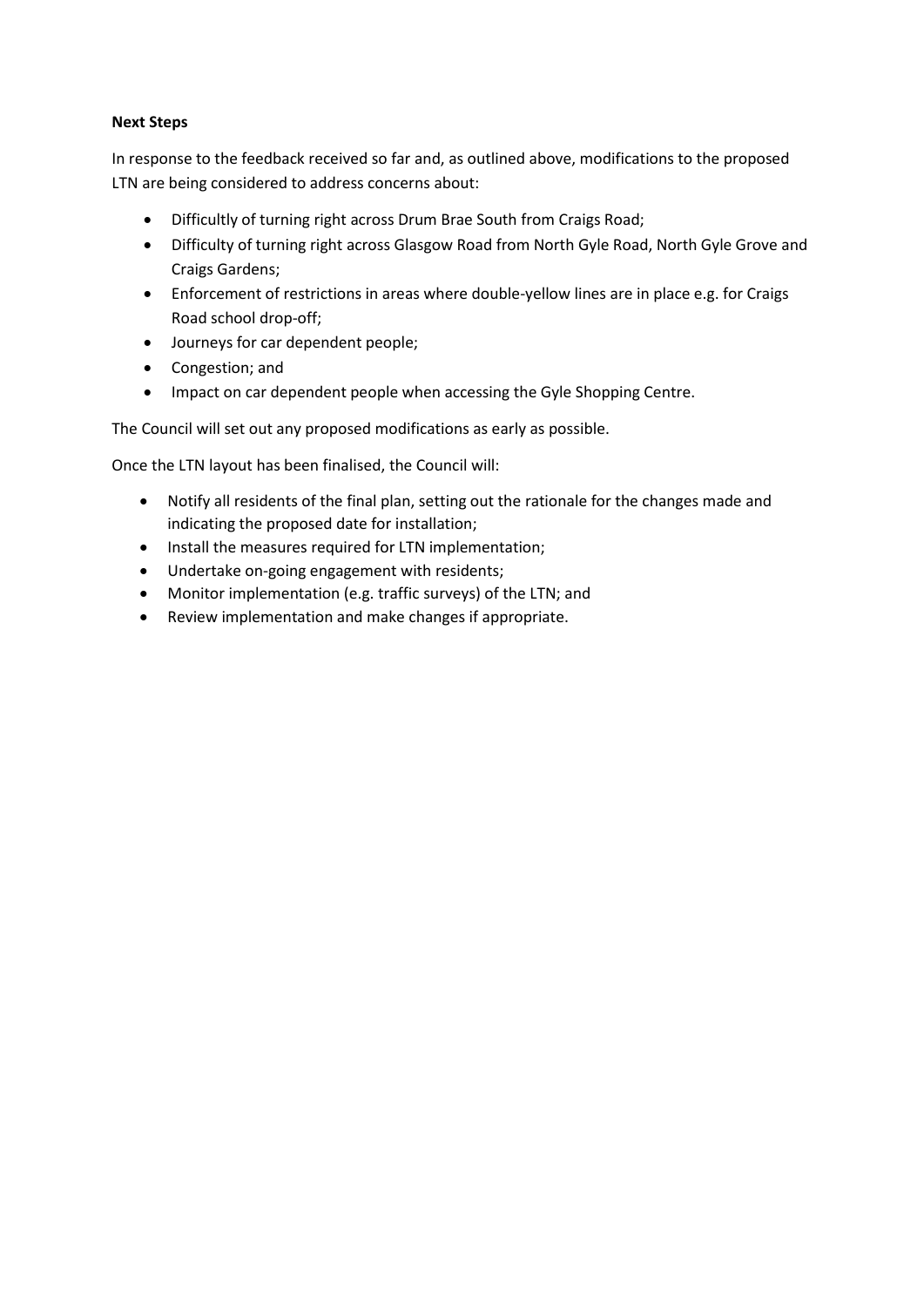**Next Steps**

In response to the feedback received so far and, as outlined above, modifications to the proposed LTN are being considered to address concerns about:

- Difficultly of turning right across Drum Brae South from Craigs Road;
- Difficulty of turning right across Glasgow Road from North Gyle Road, North Gyle Grove and Craigs Gardens;
- Enforcement of restrictions in areas where double-yellow lines are in place e.g. for Craigs Road school drop-off;
- Journeys for car dependent people;
- Congestion; and
- Impact on car dependent people when accessing the Gyle Shopping Centre.

The Council will set out any proposed modifications as early as possible.

Once the LTN layout has been finalised, the Council will:

- Notify all residents of the final plan, setting out the rationale for the changes made and indicating the proposed date for installation;
- Install the measures required for LTN implementation;
- Undertake on-going engagement with residents;
- Monitor implementation (e.g. traffic surveys) of the LTN; and
- Review implementation and make changes if appropriate.